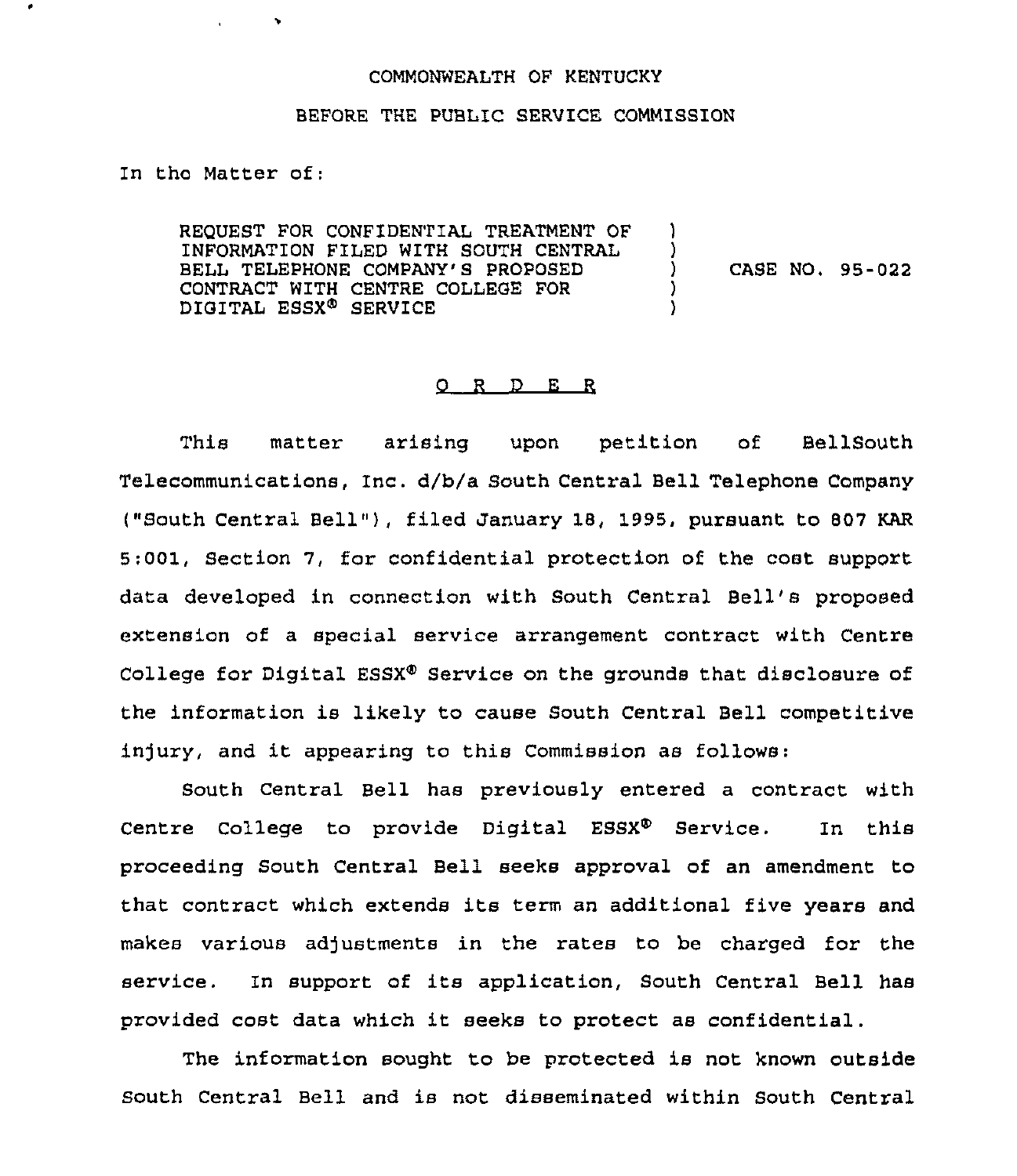COMMONWEALTH OF KENTUCKY

BEFORE THE PUBLIC SERVICE COMMISSION

In the Matter of:

REQUEST FOR CONFIDENTIAL TREATMENT OF INFORMATION FILED WITH SOUTH CENTRAL BELL TELEPHONE COMPANY'S PROPOSED CONTRACT WITH CENTRE COLLEGE FOR DIGITAL ESSX® SERVICE ) CASE NO. 95-022

## O R D E R

This matter arising upon petition of BellSouth Telecommunications, Inc. d/b/a South Central Bell Telephone Company ("South Central Bell"), filed January 18, 1995, pursuant to 807 KAR 5:001, Section 7, for confidential protection of the cost support data developed in connection with South Central Bell's proposed extension of a special service arrangement contract with Centre College for Digital ESSX® Service on the grounds that disclosure of the information is likely to cause South Central Bell competitive injury, and it appearing to this Commission as follows:

South Central Bell has previously entered a contract with Centre College to provide Digital ESSX® Service. In this proceeding South Central Bell seeks approval of an amendment to that contract which extends its term an additional five years and makes various adjustments in the rates to be charged for the service. In support of its application, South Central Bell has provided cost data which it seeks to protect as confidential.

The information sought to be protected is not known outside South Central Bell and is not disseminated within South Central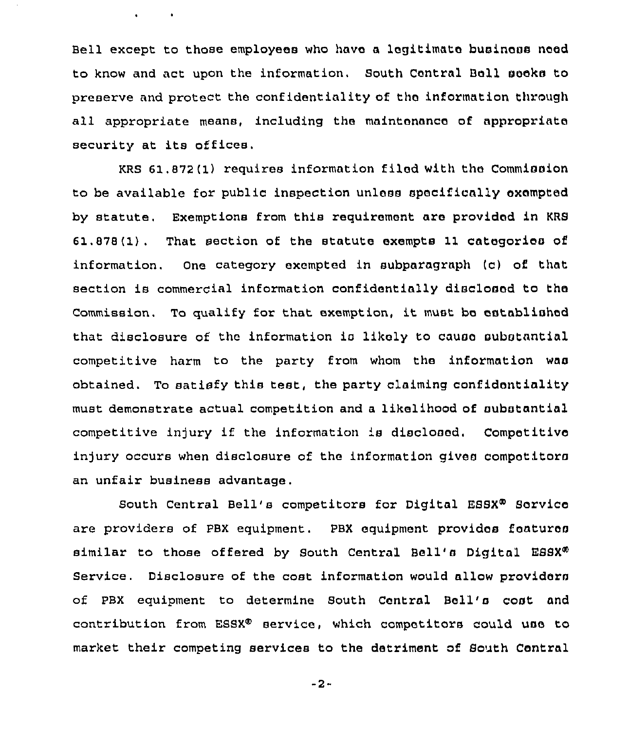Bell except to those employees who have a legitimate business need to know and act upon the information. South Central Bell seeks to preserve and protect the confidentiality of the information through all appropriate means, including the maintenance of appropriate security at its offices.

KRS 61.872(1) requires information filed with the Commission to be available for public inspection unless specifically exempted by statute. Exemptions from this requirement are provided in KRS 61.878(1). That section of the statute exempts 11 categories of information. One category exempted in subparagraph (c) of that section is commercial information confidentially disclosed to the Commission. To qualify for that exemption, it must be established that disclosure of the information is likely to cause substantial competitive harm to the party from whom the information was obtained. To satisfy this test, the party claiming confidentiality must demonstrate actual competition and a likelihood of substantial competitive injury if the information is disclosed. Competitive injury occurs when disclosure of the information gives competitors an unfair business advantage.

South Central Bell's competitors for Digital ESSX® Service are providers of PBX equipment. PBX equipment provides features similar to those offered by South Central Bell's Digital ESSX® Service. Disclosure of the cost information would allow providers of PBX equipment to determine South Central Bell's cost and contribution from ESSX® service, which competitors could use to market their competing services to the detriment of South Central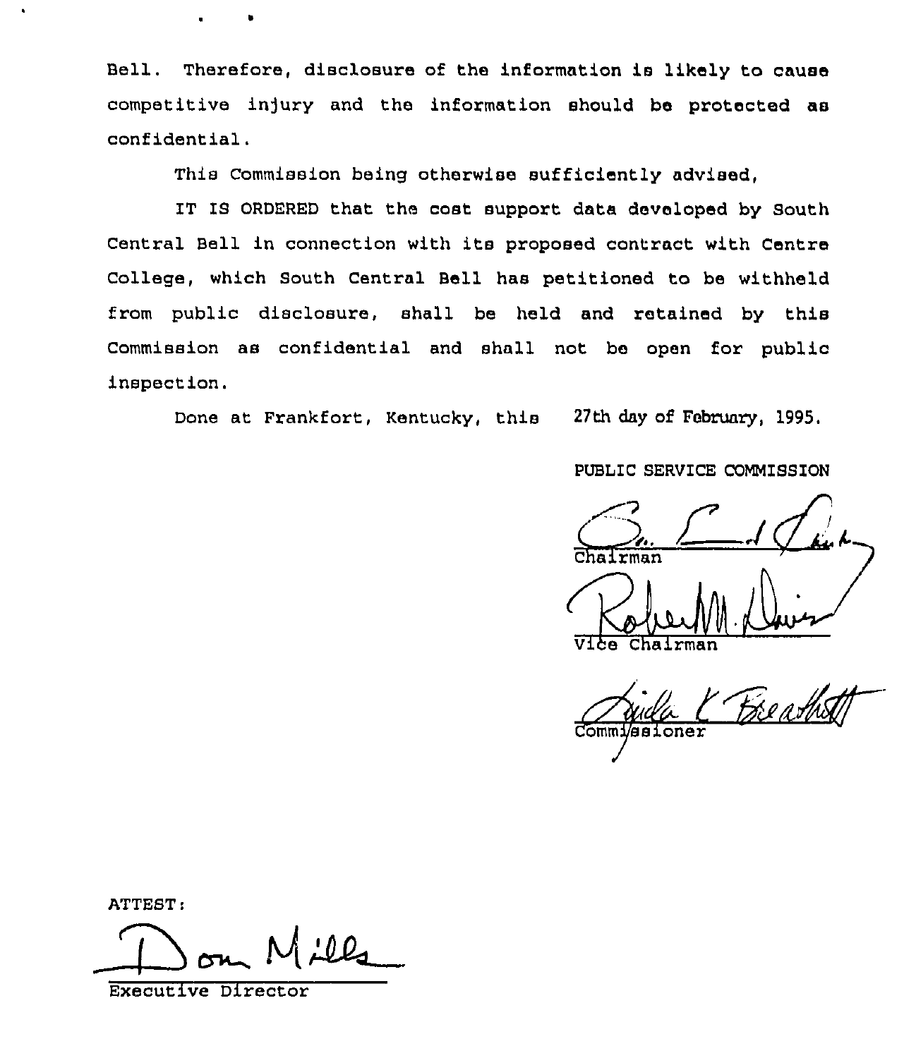Bell. Therefore, disclosure of the information is likely to cause competitive injury and the information should be protected as confidential.

This Commission being otherwise sufficiently advised,

IT IS ORDERED that the cost support data developed by South Central Bell in connection with its proposed contract with Centre College, which South Central Bell has petitioned to be withheld from public disclosure, shall be held and retained by this Commission as confidential and shall not be open for public inspection.

Done at Frankfort, Kentucky, this 27th day of February, 1995.

PUBLIC SERVICE COMMISSION

Chairman

Vice Chairman

Commissioner

ATTEST:

Executive Director